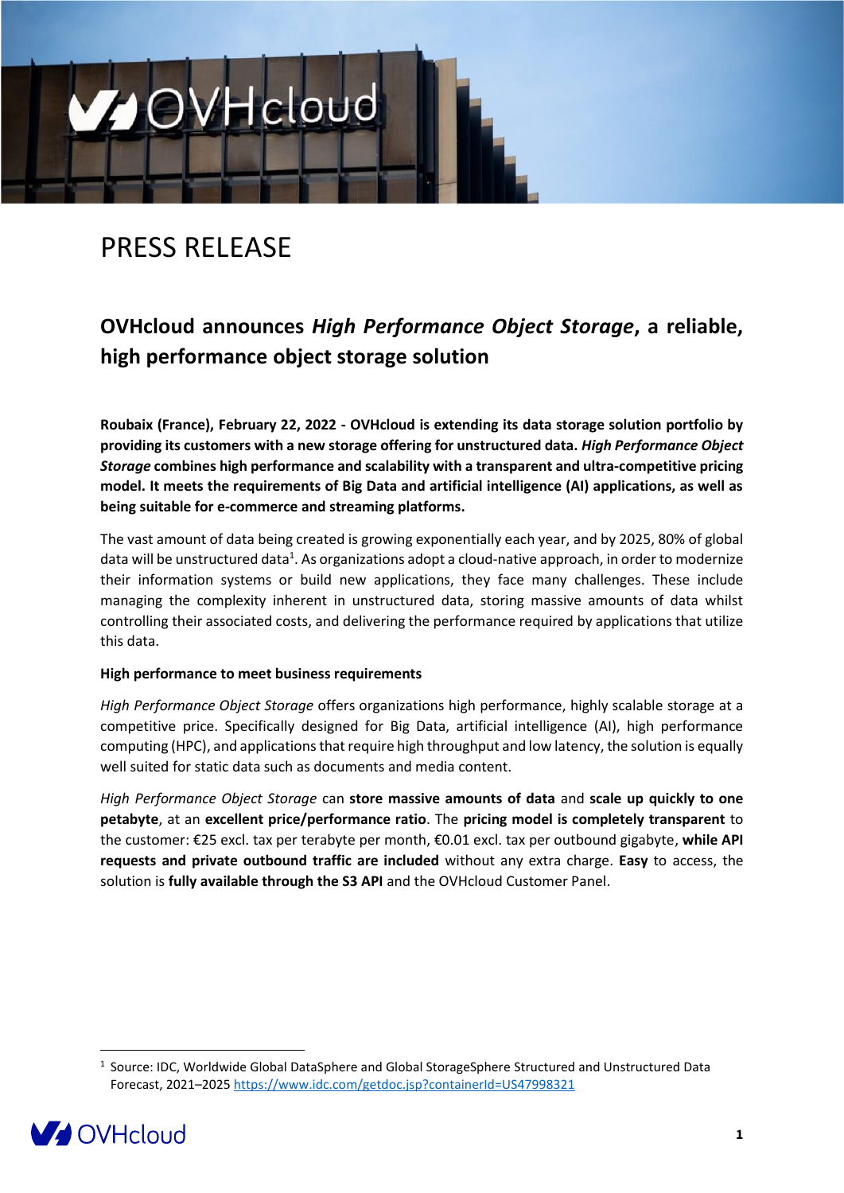# PRESS RELEASE

## OVHcloud announces *High Performance Object Storage*, a reliable, high performance object storage solution

**Roubaix (France), February 22, 2022 - OVHcloud is extending its data storage solution portfolio by providing its customers with a new storage offering for unstructured data. *High Performance Object Storage* combines high performance and scalability with a transparent and ultra-competitive pricing model. It meets the requirements of Big Data and artificial intelligence (AI) applications, as well as being suitable for e-commerce and streaming platforms.**

The vast amount of data being created is growing exponentially each year, and by 2025, 80% of global data will be unstructured data[1]. As organizations adopt a cloud-native approach, in order to modernize their information systems or build new applications, they face many challenges. These include managing the complexity inherent in unstructured data, storing massive amounts of data whilst controlling their associated costs, and delivering the performance required by applications that utilize this data.

**High performance to meet business requirements**

*High Performance Object Storage* offers organizations high performance, highly scalable storage at a competitive price. Specifically designed for Big Data, artificial intelligence (AI), high performance computing (HPC), and applications that require high throughput and low latency, the solution is equally well suited for static data such as documents and media content.

*High Performance Object Storage* can **store massive amounts of data** and **scale up quickly to one petabyte**, at an **excellent price/performance ratio**. The **pricing model is completely transparent** to the customer: €25 excl. tax per terabyte per month, €0.01 excl. tax per outbound gigabyte, **while API requests and private outbound traffic are included** without any extra charge. **Easy** to access, the solution is **fully available through the S3 API** and the OVHcloud Customer Panel.

---

[1] Source: IDC, Worldwide Global DataSphere and Global StorageSphere Structured and Unstructured Data Forecast, 2021–2025 https://www.idc.com/getdoc.jsp?containerId=US47998321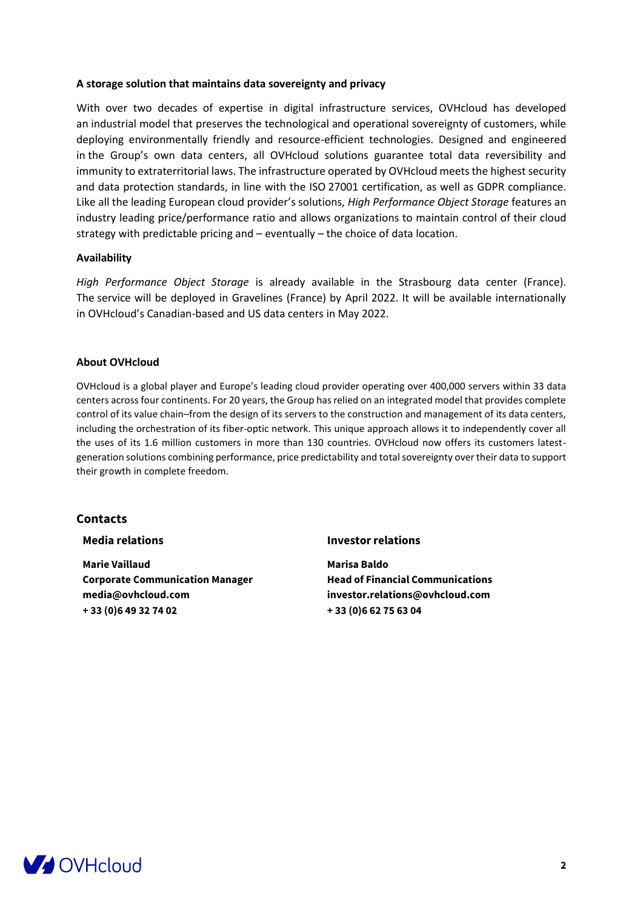**A storage solution that maintains data sovereignty and privacy**

With over two decades of expertise in digital infrastructure services, OVHcloud has developed an industrial model that preserves the technological and operational sovereignty of customers, while deploying environmentally friendly and resource-efficient technologies. Designed and engineered in the Group's own data centers, all OVHcloud solutions guarantee total data reversibility and immunity to extraterritorial laws. The infrastructure operated by OVHcloud meets the highest security and data protection standards, in line with the ISO 27001 certification, as well as GDPR compliance. Like all the leading European cloud provider's solutions, *High Performance Object Storage* features an industry leading price/performance ratio and allows organizations to maintain control of their cloud strategy with predictable pricing and – eventually – the choice of data location.

**Availability**

*High Performance Object Storage* is already available in the Strasbourg data center (France). The service will be deployed in Gravelines (France) by April 2022. It will be available internationally in OVHcloud's Canadian-based and US data centers in May 2022.

**About OVHcloud**

OVHcloud is a global player and Europe's leading cloud provider operating over 400,000 servers within 33 data centers across four continents. For 20 years, the Group has relied on an integrated model that provides complete control of its value chain–from the design of its servers to the construction and management of its data centers, including the orchestration of its fiber-optic network. This unique approach allows it to independently cover all the uses of its 1.6 million customers in more than 130 countries. OVHcloud now offers its customers latest-generation solutions combining performance, price predictability and total sovereignty over their data to support their growth in complete freedom.

## Contacts

### Media relations

**Marie Vaillaud**
**Corporate Communication Manager**
**media@ovhcloud.com**
**+ 33 (0)6 49 32 74 02**

### Investor relations

**Marisa Baldo**
**Head of Financial Communications**
**investor.relations@ovhcloud.com**
**+ 33 (0)6 62 75 63 04**